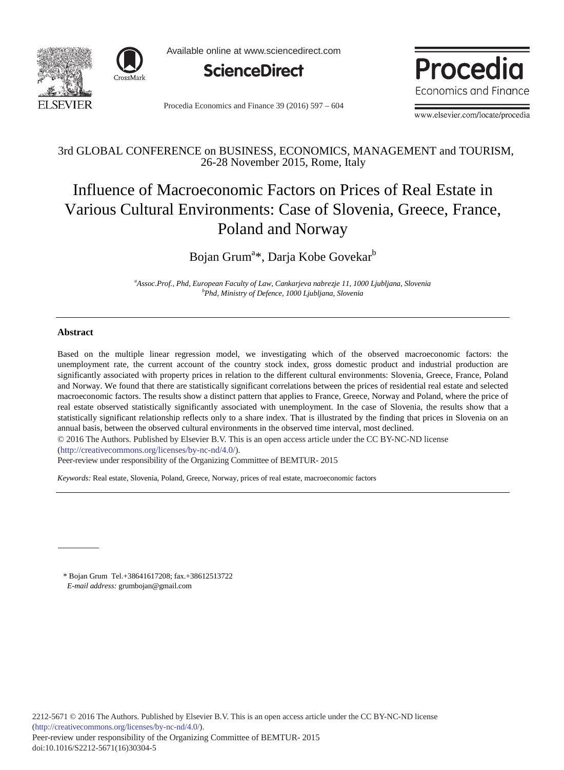3rd GLOBAL CONFERENCE on BUSINESS, ECONOMICS, MANAGEMENT and TOURISM, 26-28 November 2015, Rome, Italy

# Influence of Macroeconomic Factors on Prices of Real Estate in Various Cultural Environments: Case of Slovenia, Greece, France, Poland and Norway

Bojan Grum[a]*, Darja Kobe Govekar[b]

[a] *Assoc.Prof., Phd, European Faculty of Law, Cankarjeva nabrezje 11, 1000 Ljubljana, Slovenia*
[b] *Phd, Ministry of Defence, 1000 Ljubljana, Slovenia*

---

## Abstract

Based on the multiple linear regression model, we investigating which of the observed macroeconomic factors: the unemployment rate, the current account of the country stock index, gross domestic product and industrial production are significantly associated with property prices in relation to the different cultural environments: Slovenia, Greece, France, Poland and Norway. We found that there are statistically significant correlations between the prices of residential real estate and selected macroeconomic factors. The results show a distinct pattern that applies to France, Greece, Norway and Poland, where the price of real estate observed statistically significantly associated with unemployment. In the case of Slovenia, the results show that a statistically significant relationship reflects only to a share index. That is illustrated by the finding that prices in Slovenia on an annual basis, between the observed cultural environments in the observed time interval, most declined.

© 2016 The Authors. Published by Elsevier B.V. This is an open access article under the CC BY-NC-ND license (http://creativecommons.org/licenses/by-nc-nd/4.0/).

Peer-review under responsibility of the Organizing Committee of BEMTUR- 2015

*Keywords:* Real estate, Slovenia, Poland, Greece, Norway, prices of real estate, macroeconomic factors

---

\* Bojan Grum Tel.+38641617208; fax.+38612513722
*E-mail address:* grumbojan@gmail.com

2212-5671 © 2016 The Authors. Published by Elsevier B.V. This is an open access article under the CC BY-NC-ND license (http://creativecommons.org/licenses/by-nc-nd/4.0/).
Peer-review under responsibility of the Organizing Committee of BEMTUR- 2015
doi:10.1016/S2212-5671(16)30304-5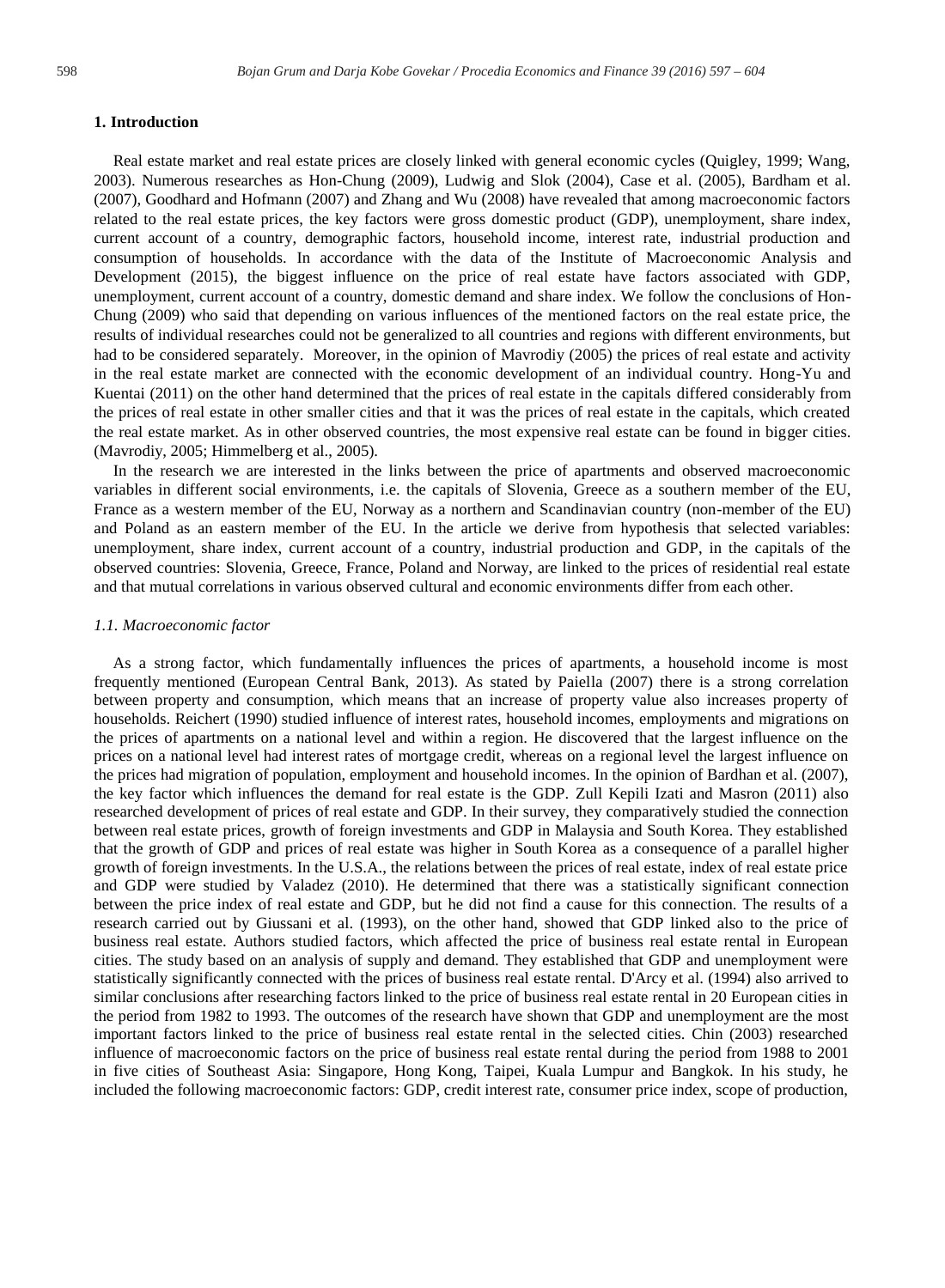## 1. Introduction

Real estate market and real estate prices are closely linked with general economic cycles (Quigley, 1999; Wang, 2003). Numerous researches as Hon-Chung (2009), Ludwig and Slok (2004), Case et al. (2005), Bardham et al. (2007), Goodhard and Hofmann (2007) and Zhang and Wu (2008) have revealed that among macroeconomic factors related to the real estate prices, the key factors were gross domestic product (GDP), unemployment, share index, current account of a country, demographic factors, household income, interest rate, industrial production and consumption of households. In accordance with the data of the Institute of Macroeconomic Analysis and Development (2015), the biggest influence on the price of real estate have factors associated with GDP, unemployment, current account of a country, domestic demand and share index. We follow the conclusions of Hon-Chung (2009) who said that depending on various influences of the mentioned factors on the real estate price, the results of individual researches could not be generalized to all countries and regions with different environments, but had to be considered separately. Moreover, in the opinion of Mavrodiy (2005) the prices of real estate and activity in the real estate market are connected with the economic development of an individual country. Hong-Yu and Kuentai (2011) on the other hand determined that the prices of real estate in the capitals differed considerably from the prices of real estate in other smaller cities and that it was the prices of real estate in the capitals, which created the real estate market. As in other observed countries, the most expensive real estate can be found in bigger cities. (Mavrodiy, 2005; Himmelberg et al., 2005).

In the research we are interested in the links between the price of apartments and observed macroeconomic variables in different social environments, i.e. the capitals of Slovenia, Greece as a southern member of the EU, France as a western member of the EU, Norway as a northern and Scandinavian country (non-member of the EU) and Poland as an eastern member of the EU. In the article we derive from hypothesis that selected variables: unemployment, share index, current account of a country, industrial production and GDP, in the capitals of the observed countries: Slovenia, Greece, France, Poland and Norway, are linked to the prices of residential real estate and that mutual correlations in various observed cultural and economic environments differ from each other.

### *1.1. Macroeconomic factor*

As a strong factor, which fundamentally influences the prices of apartments, a household income is most frequently mentioned (European Central Bank, 2013). As stated by Paiella (2007) there is a strong correlation between property and consumption, which means that an increase of property value also increases property of households. Reichert (1990) studied influence of interest rates, household incomes, employments and migrations on the prices of apartments on a national level and within a region. He discovered that the largest influence on the prices on a national level had interest rates of mortgage credit, whereas on a regional level the largest influence on the prices had migration of population, employment and household incomes. In the opinion of Bardhan et al. (2007), the key factor which influences the demand for real estate is the GDP. Zull Kepili Izati and Masron (2011) also researched development of prices of real estate and GDP. In their survey, they comparatively studied the connection between real estate prices, growth of foreign investments and GDP in Malaysia and South Korea. They established that the growth of GDP and prices of real estate was higher in South Korea as a consequence of a parallel higher growth of foreign investments. In the U.S.A., the relations between the prices of real estate, index of real estate price and GDP were studied by Valadez (2010). He determined that there was a statistically significant connection between the price index of real estate and GDP, but he did not find a cause for this connection. The results of a research carried out by Giussani et al. (1993), on the other hand, showed that GDP linked also to the price of business real estate. Authors studied factors, which affected the price of business real estate rental in European cities. The study based on an analysis of supply and demand. They established that GDP and unemployment were statistically significantly connected with the prices of business real estate rental. D'Arcy et al. (1994) also arrived to similar conclusions after researching factors linked to the price of business real estate rental in 20 European cities in the period from 1982 to 1993. The outcomes of the research have shown that GDP and unemployment are the most important factors linked to the price of business real estate rental in the selected cities. Chin (2003) researched influence of macroeconomic factors on the price of business real estate rental during the period from 1988 to 2001 in five cities of Southeast Asia: Singapore, Hong Kong, Taipei, Kuala Lumpur and Bangkok. In his study, he included the following macroeconomic factors: GDP, credit interest rate, consumer price index, scope of production,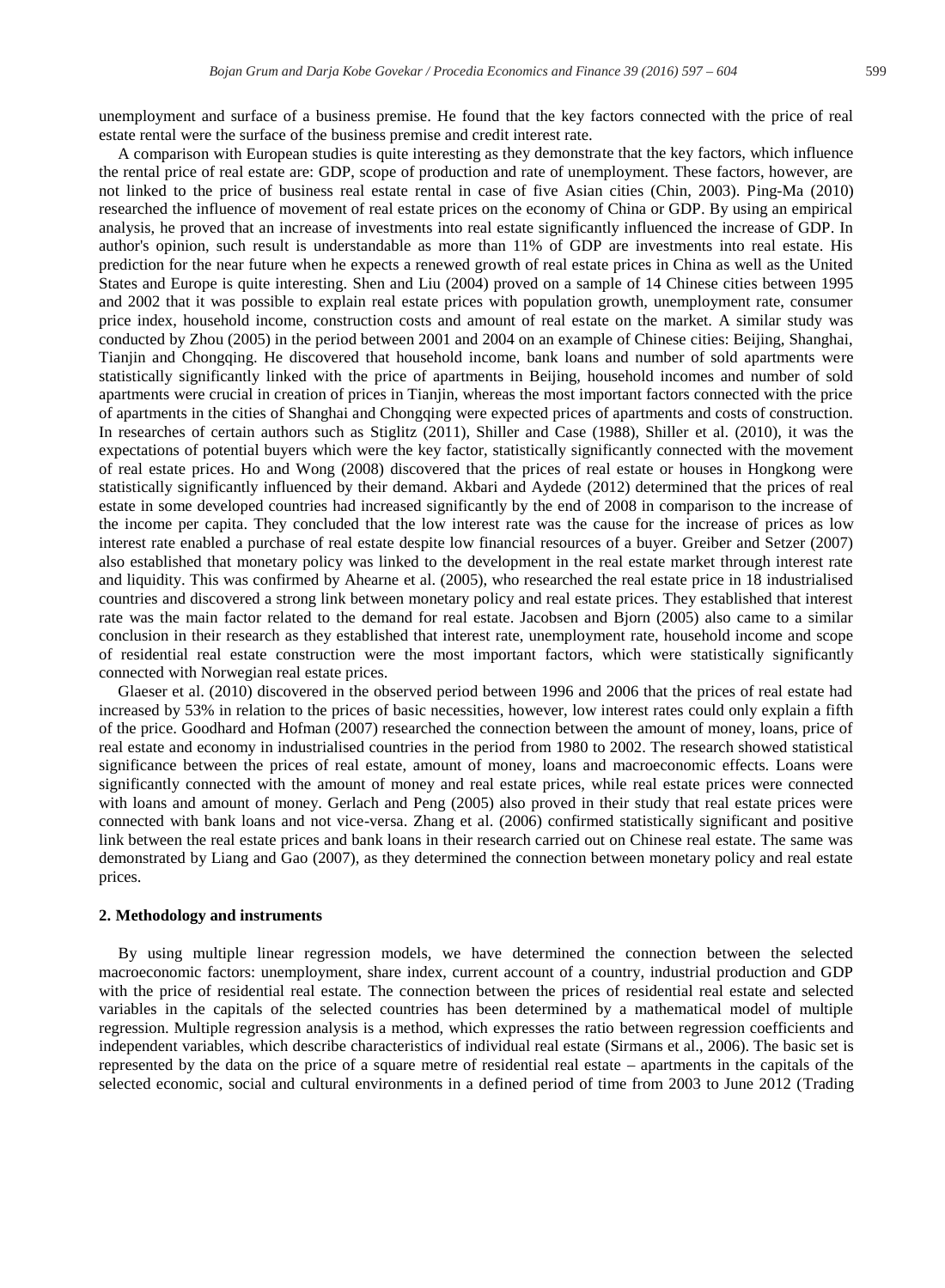unemployment and surface of a business premise. He found that the key factors connected with the price of real estate rental were the surface of the business premise and credit interest rate.

A comparison with European studies is quite interesting as they demonstrate that the key factors, which influence the rental price of real estate are: GDP, scope of production and rate of unemployment. These factors, however, are not linked to the price of business real estate rental in case of five Asian cities (Chin, 2003). Ping-Ma (2010) researched the influence of movement of real estate prices on the economy of China or GDP. By using an empirical analysis, he proved that an increase of investments into real estate significantly influenced the increase of GDP. In author's opinion, such result is understandable as more than 11% of GDP are investments into real estate. His prediction for the near future when he expects a renewed growth of real estate prices in China as well as the United States and Europe is quite interesting. Shen and Liu (2004) proved on a sample of 14 Chinese cities between 1995 and 2002 that it was possible to explain real estate prices with population growth, unemployment rate, consumer price index, household income, construction costs and amount of real estate on the market. A similar study was conducted by Zhou (2005) in the period between 2001 and 2004 on an example of Chinese cities: Beijing, Shanghai, Tianjin and Chongqing. He discovered that household income, bank loans and number of sold apartments were statistically significantly linked with the price of apartments in Beijing, household incomes and number of sold apartments were crucial in creation of prices in Tianjin, whereas the most important factors connected with the price of apartments in the cities of Shanghai and Chongqing were expected prices of apartments and costs of construction. In researches of certain authors such as Stiglitz (2011), Shiller and Case (1988), Shiller et al. (2010), it was the expectations of potential buyers which were the key factor, statistically significantly connected with the movement of real estate prices. Ho and Wong (2008) discovered that the prices of real estate or houses in Hongkong were statistically significantly influenced by their demand. Akbari and Aydede (2012) determined that the prices of real estate in some developed countries had increased significantly by the end of 2008 in comparison to the increase of the income per capita. They concluded that the low interest rate was the cause for the increase of prices as low interest rate enabled a purchase of real estate despite low financial resources of a buyer. Greiber and Setzer (2007) also established that monetary policy was linked to the development in the real estate market through interest rate and liquidity. This was confirmed by Ahearne et al. (2005), who researched the real estate price in 18 industrialised countries and discovered a strong link between monetary policy and real estate prices. They established that interest rate was the main factor related to the demand for real estate. Jacobsen and Bjorn (2005) also came to a similar conclusion in their research as they established that interest rate, unemployment rate, household income and scope of residential real estate construction were the most important factors, which were statistically significantly connected with Norwegian real estate prices.

Glaeser et al. (2010) discovered in the observed period between 1996 and 2006 that the prices of real estate had increased by 53% in relation to the prices of basic necessities, however, low interest rates could only explain a fifth of the price. Goodhard and Hofman (2007) researched the connection between the amount of money, loans, price of real estate and economy in industrialised countries in the period from 1980 to 2002. The research showed statistical significance between the prices of real estate, amount of money, loans and macroeconomic effects. Loans were significantly connected with the amount of money and real estate prices, while real estate prices were connected with loans and amount of money. Gerlach and Peng (2005) also proved in their study that real estate prices were connected with bank loans and not vice-versa. Zhang et al. (2006) confirmed statistically significant and positive link between the real estate prices and bank loans in their research carried out on Chinese real estate. The same was demonstrated by Liang and Gao (2007), as they determined the connection between monetary policy and real estate prices.

## 2. Methodology and instruments

By using multiple linear regression models, we have determined the connection between the selected macroeconomic factors: unemployment, share index, current account of a country, industrial production and GDP with the price of residential real estate. The connection between the prices of residential real estate and selected variables in the capitals of the selected countries has been determined by a mathematical model of multiple regression. Multiple regression analysis is a method, which expresses the ratio between regression coefficients and independent variables, which describe characteristics of individual real estate (Sirmans et al., 2006). The basic set is represented by the data on the price of a square metre of residential real estate – apartments in the capitals of the selected economic, social and cultural environments in a defined period of time from 2003 to June 2012 (Trading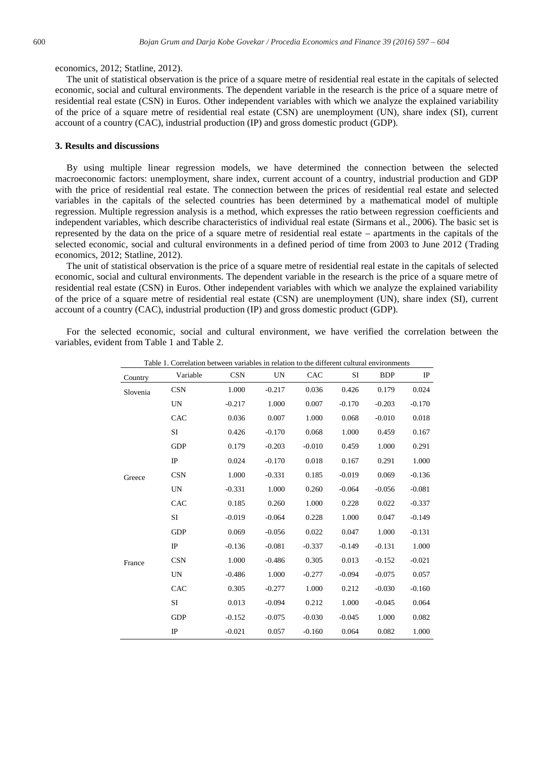economics, 2012; Statline, 2012).

The unit of statistical observation is the price of a square metre of residential real estate in the capitals of selected economic, social and cultural environments. The dependent variable in the research is the price of a square metre of residential real estate (CSN) in Euros. Other independent variables with which we analyze the explained variability of the price of a square metre of residential real estate (CSN) are unemployment (UN), share index (SI), current account of a country (CAC), industrial production (IP) and gross domestic product (GDP).

### 3. Results and discussions

By using multiple linear regression models, we have determined the connection between the selected macroeconomic factors: unemployment, share index, current account of a country, industrial production and GDP with the price of residential real estate. The connection between the prices of residential real estate and selected variables in the capitals of the selected countries has been determined by a mathematical model of multiple regression. Multiple regression analysis is a method, which expresses the ratio between regression coefficients and independent variables, which describe characteristics of individual real estate (Sirmans et al., 2006). The basic set is represented by the data on the price of a square metre of residential real estate – apartments in the capitals of the selected economic, social and cultural environments in a defined period of time from 2003 to June 2012 (Trading economics, 2012; Statline, 2012).

The unit of statistical observation is the price of a square metre of residential real estate in the capitals of selected economic, social and cultural environments. The dependent variable in the research is the price of a square metre of residential real estate (CSN) in Euros. Other independent variables with which we analyze the explained variability of the price of a square metre of residential real estate (CSN) are unemployment (UN), share index (SI), current account of a country (CAC), industrial production (IP) and gross domestic product (GDP).

For the selected economic, social and cultural environment, we have verified the correlation between the variables, evident from Table 1 and Table 2.

Table 1. Correlation between variables in relation to the different cultural environments

| Country | Variable | CSN | UN | CAC | SI | BDP | IP |
|---|---|---|---|---|---|---|---|
| Slovenia | CSN | 1.000 | -0.217 | 0.036 | 0.426 | 0.179 | 0.024 |
| | UN | -0.217 | 1.000 | 0.007 | -0.170 | -0.203 | -0.170 |
| | CAC | 0.036 | 0.007 | 1.000 | 0.068 | -0.010 | 0.018 |
| | SI | 0.426 | -0.170 | 0.068 | 1.000 | 0.459 | 0.167 |
| | GDP | 0.179 | -0.203 | -0.010 | 0.459 | 1.000 | 0.291 |
| | IP | 0.024 | -0.170 | 0.018 | 0.167 | 0.291 | 1.000 |
| Greece | CSN | 1.000 | -0.331 | 0.185 | -0.019 | 0.069 | -0.136 |
| | UN | -0.331 | 1.000 | 0.260 | -0.064 | -0.056 | -0.081 |
| | CAC | 0.185 | 0.260 | 1.000 | 0.228 | 0.022 | -0.337 |
| | SI | -0.019 | -0.064 | 0.228 | 1.000 | 0.047 | -0.149 |
| | GDP | 0.069 | -0.056 | 0.022 | 0.047 | 1.000 | -0.131 |
| | IP | -0.136 | -0.081 | -0.337 | -0.149 | -0.131 | 1.000 |
| France | CSN | 1.000 | -0.486 | 0.305 | 0.013 | -0.152 | -0.021 |
| | UN | -0.486 | 1.000 | -0.277 | -0.094 | -0.075 | 0.057 |
| | CAC | 0.305 | -0.277 | 1.000 | 0.212 | -0.030 | -0.160 |
| | SI | 0.013 | -0.094 | 0.212 | 1.000 | -0.045 | 0.064 |
| | GDP | -0.152 | -0.075 | -0.030 | -0.045 | 1.000 | 0.082 |
| | IP | -0.021 | 0.057 | -0.160 | 0.064 | 0.082 | 1.000 |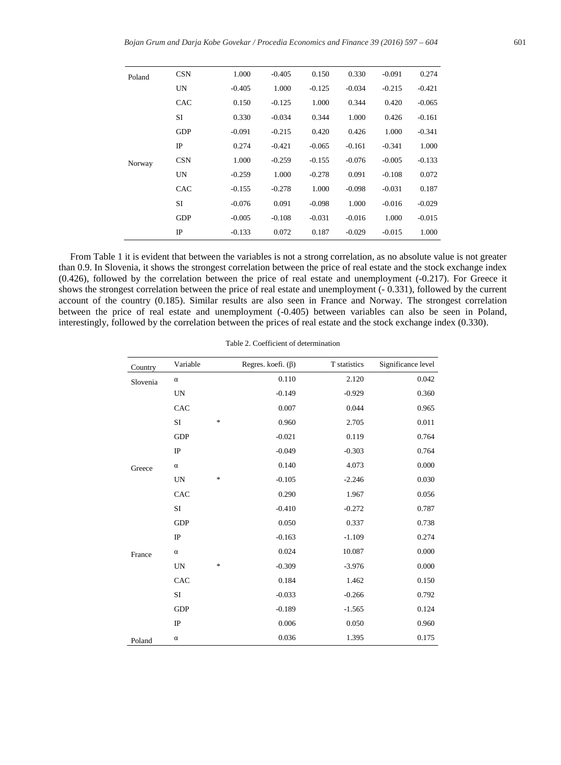| | | | | | | | |
|---|---|---|---|---|---|---|---|
| Poland | CSN | 1.000 | -0.405 | 0.150 | 0.330 | -0.091 | 0.274 |
| | UN | -0.405 | 1.000 | -0.125 | -0.034 | -0.215 | -0.421 |
| | CAC | 0.150 | -0.125 | 1.000 | 0.344 | 0.420 | -0.065 |
| | SI | 0.330 | -0.034 | 0.344 | 1.000 | 0.426 | -0.161 |
| | GDP | -0.091 | -0.215 | 0.420 | 0.426 | 1.000 | -0.341 |
| | IP | 0.274 | -0.421 | -0.065 | -0.161 | -0.341 | 1.000 |
| Norway | CSN | 1.000 | -0.259 | -0.155 | -0.076 | -0.005 | -0.133 |
| | UN | -0.259 | 1.000 | -0.278 | 0.091 | -0.108 | 0.072 |
| | CAC | -0.155 | -0.278 | 1.000 | -0.098 | -0.031 | 0.187 |
| | SI | -0.076 | 0.091 | -0.098 | 1.000 | -0.016 | -0.029 |
| | GDP | -0.005 | -0.108 | -0.031 | -0.016 | 1.000 | -0.015 |
| | IP | -0.133 | 0.072 | 0.187 | -0.029 | -0.015 | 1.000 |

From Table 1 it is evident that between the variables is not a strong correlation, as no absolute value is not greater than 0.9. In Slovenia, it shows the strongest correlation between the price of real estate and the stock exchange index (0.426), followed by the correlation between the price of real estate and unemployment (-0.217). For Greece it shows the strongest correlation between the price of real estate and unemployment (- 0.331), followed by the current account of the country (0.185). Similar results are also seen in France and Norway. The strongest correlation between the price of real estate and unemployment (-0.405) between variables can also be seen in Poland, interestingly, followed by the correlation between the prices of real estate and the stock exchange index (0.330).

Table 2. Coefficient of determination

| Country | Variable | | Regres. koefi. (β) | T statistics | Significance level |
|---|---|---|---|---|---|
| Slovenia | α | | 0.110 | 2.120 | 0.042 |
| | UN | | -0.149 | -0.929 | 0.360 |
| | CAC | | 0.007 | 0.044 | 0.965 |
| | SI | * | 0.960 | 2.705 | 0.011 |
| | GDP | | -0.021 | 0.119 | 0.764 |
| | IP | | -0.049 | -0.303 | 0.764 |
| Greece | α | | 0.140 | 4.073 | 0.000 |
| | UN | * | -0.105 | -2.246 | 0.030 |
| | CAC | | 0.290 | 1.967 | 0.056 |
| | SI | | -0.410 | -0.272 | 0.787 |
| | GDP | | 0.050 | 0.337 | 0.738 |
| | IP | | -0.163 | -1.109 | 0.274 |
| France | α | | 0.024 | 10.087 | 0.000 |
| | UN | * | -0.309 | -3.976 | 0.000 |
| | CAC | | 0.184 | 1.462 | 0.150 |
| | SI | | -0.033 | -0.266 | 0.792 |
| | GDP | | -0.189 | -1.565 | 0.124 |
| | IP | | 0.006 | 0.050 | 0.960 |
| Poland | α | | 0.036 | 1.395 | 0.175 |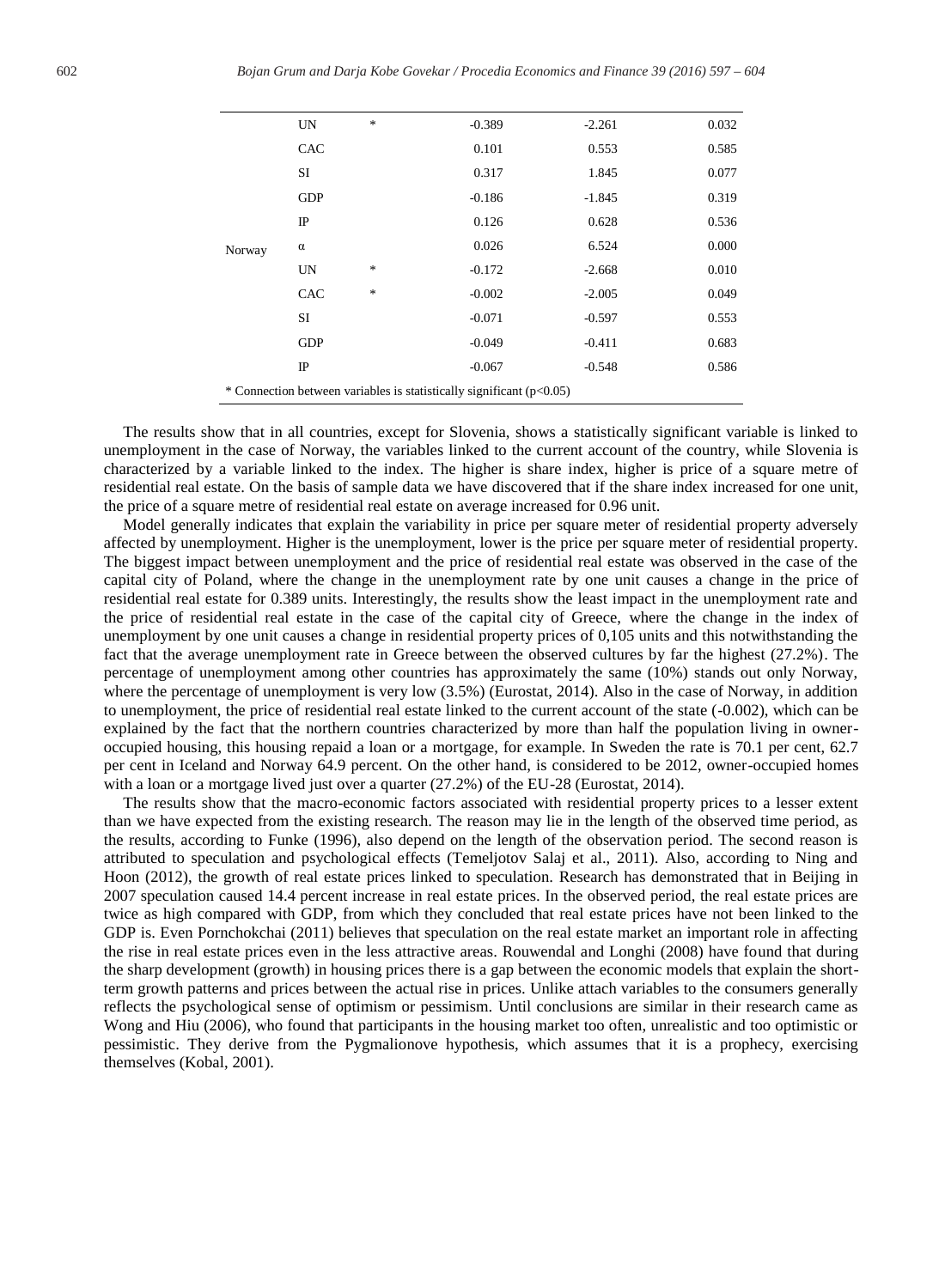| | | | | | |
|---|---|---|---|---|---|
| | UN | * | -0.389 | -2.261 | 0.032 |
| | CAC | | 0.101 | 0.553 | 0.585 |
| | SI | | 0.317 | 1.845 | 0.077 |
| | GDP | | -0.186 | -1.845 | 0.319 |
| | IP | | 0.126 | 0.628 | 0.536 |
| Norway | α | | 0.026 | 6.524 | 0.000 |
| | UN | * | -0.172 | -2.668 | 0.010 |
| | CAC | * | -0.002 | -2.005 | 0.049 |
| | SI | | -0.071 | -0.597 | 0.553 |
| | GDP | | -0.049 | -0.411 | 0.683 |
| | IP | | -0.067 | -0.548 | 0.586 |

* Connection between variables is statistically significant ($p<0.05$)

The results show that in all countries, except for Slovenia, shows a statistically significant variable is linked to unemployment in the case of Norway, the variables linked to the current account of the country, while Slovenia is characterized by a variable linked to the index. The higher is share index, higher is price of a square metre of residential real estate. On the basis of sample data we have discovered that if the share index increased for one unit, the price of a square metre of residential real estate on average increased for 0.96 unit.

Model generally indicates that explain the variability in price per square meter of residential property adversely affected by unemployment. Higher is the unemployment, lower is the price per square meter of residential property. The biggest impact between unemployment and the price of residential real estate was observed in the case of the capital city of Poland, where the change in the unemployment rate by one unit causes a change in the price of residential real estate for 0.389 units. Interestingly, the results show the least impact in the unemployment rate and the price of residential real estate in the case of the capital city of Greece, where the change in the index of unemployment by one unit causes a change in residential property prices of 0,105 units and this notwithstanding the fact that the average unemployment rate in Greece between the observed cultures by far the highest (27.2%). The percentage of unemployment among other countries has approximately the same (10%) stands out only Norway, where the percentage of unemployment is very low (3.5%) (Eurostat, 2014). Also in the case of Norway, in addition to unemployment, the price of residential real estate linked to the current account of the state (-0.002), which can be explained by the fact that the northern countries characterized by more than half the population living in owner-occupied housing, this housing repaid a loan or a mortgage, for example. In Sweden the rate is 70.1 per cent, 62.7 per cent in Iceland and Norway 64.9 percent. On the other hand, is considered to be 2012, owner-occupied homes with a loan or a mortgage lived just over a quarter (27.2%) of the EU-28 (Eurostat, 2014).

The results show that the macro-economic factors associated with residential property prices to a lesser extent than we have expected from the existing research. The reason may lie in the length of the observed time period, as the results, according to Funke (1996), also depend on the length of the observation period. The second reason is attributed to speculation and psychological effects (Temeljotov Salaj et al., 2011). Also, according to Ning and Hoon (2012), the growth of real estate prices linked to speculation. Research has demonstrated that in Beijing in 2007 speculation caused 14.4 percent increase in real estate prices. In the observed period, the real estate prices are twice as high compared with GDP, from which they concluded that real estate prices have not been linked to the GDP is. Even Pornchokchai (2011) believes that speculation on the real estate market an important role in affecting the rise in real estate prices even in the less attractive areas. Rouwendal and Longhi (2008) have found that during the sharp development (growth) in housing prices there is a gap between the economic models that explain the short-term growth patterns and prices between the actual rise in prices. Unlike attach variables to the consumers generally reflects the psychological sense of optimism or pessimism. Until conclusions are similar in their research came as Wong and Hiu (2006), who found that participants in the housing market too often, unrealistic and too optimistic or pessimistic. They derive from the Pygmalionove hypothesis, which assumes that it is a prophecy, exercising themselves (Kobal, 2001).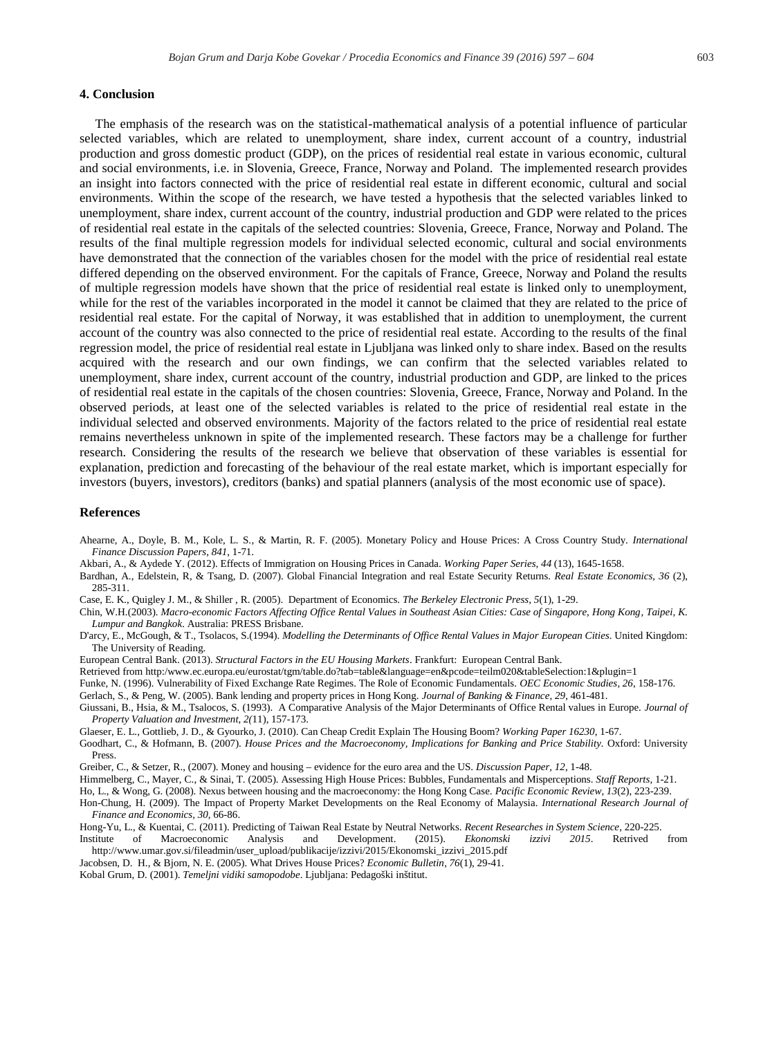## 4. Conclusion

The emphasis of the research was on the statistical-mathematical analysis of a potential influence of particular selected variables, which are related to unemployment, share index, current account of a country, industrial production and gross domestic product (GDP), on the prices of residential real estate in various economic, cultural and social environments, i.e. in Slovenia, Greece, France, Norway and Poland. The implemented research provides an insight into factors connected with the price of residential real estate in different economic, cultural and social environments. Within the scope of the research, we have tested a hypothesis that the selected variables linked to unemployment, share index, current account of the country, industrial production and GDP were related to the prices of residential real estate in the capitals of the selected countries: Slovenia, Greece, France, Norway and Poland. The results of the final multiple regression models for individual selected economic, cultural and social environments have demonstrated that the connection of the variables chosen for the model with the price of residential real estate differed depending on the observed environment. For the capitals of France, Greece, Norway and Poland the results of multiple regression models have shown that the price of residential real estate is linked only to unemployment, while for the rest of the variables incorporated in the model it cannot be claimed that they are related to the price of residential real estate. For the capital of Norway, it was established that in addition to unemployment, the current account of the country was also connected to the price of residential real estate. According to the results of the final regression model, the price of residential real estate in Ljubljana was linked only to share index. Based on the results acquired with the research and our own findings, we can confirm that the selected variables related to unemployment, share index, current account of the country, industrial production and GDP, are linked to the prices of residential real estate in the capitals of the chosen countries: Slovenia, Greece, France, Norway and Poland. In the observed periods, at least one of the selected variables is related to the price of residential real estate in the individual selected and observed environments. Majority of the factors related to the price of residential real estate remains nevertheless unknown in spite of the implemented research. These factors may be a challenge for further research. Considering the results of the research we believe that observation of these variables is essential for explanation, prediction and forecasting of the behaviour of the real estate market, which is important especially for investors (buyers, investors), creditors (banks) and spatial planners (analysis of the most economic use of space).

## References

Ahearne, A., Doyle, B. M., Kole, L. S., & Martin, R. F. (2005). Monetary Policy and House Prices: A Cross Country Study. *International Finance Discussion Papers, 841*, 1-71.

Akbari, A., & Aydede Y. (2012). Effects of Immigration on Housing Prices in Canada. *Working Paper Series, 44* (13), 1645-1658.

Bardhan, A., Edelstein, R, & Tsang, D. (2007). Global Financial Integration and real Estate Security Returns. *Real Estate Economics, 36* (2), 285-311.

Case, E. K., Quigley J. M., & Shiller , R. (2005). Department of Economics. *The Berkeley Electronic Press, 5*(1), 1-29.

Chin, W.H.(2003). *Macro-economic Factors Affecting Office Rental Values in Southeast Asian Cities: Case of Singapore, Hong Kong, Taipei, K. Lumpur and Bangkok*. Australia: PRESS Brisbane.

D'arcy, E., McGough, & T., Tsolacos, S.(1994). *Modelling the Determinants of Office Rental Values in Major European Cities*. United Kingdom: The University of Reading.

European Central Bank. (2013). *Structural Factors in the EU Housing Markets*. Frankfurt: European Central Bank.

Retrieved from http:/www.ec.europa.eu/eurostat/tgm/table.do?tab=table&language=en&pcode=teilm020&tableSelection:1&plugin=1

Funke, N. (1996). Vulnerability of Fixed Exchange Rate Regimes. The Role of Economic Fundamentals. *OEC Economic Studies, 26*, 158-176.

Gerlach, S., & Peng, W. (2005). Bank lending and property prices in Hong Kong. *Journal of Banking & Finance, 29*, 461-481.

Giussani, B., Hsia, & M., Tsalocos, S. (1993). A Comparative Analysis of the Major Determinants of Office Rental values in Europe. *Journal of Property Valuation and Investment, 2(*11), 157-173.

Glaeser, E. L., Gottlieb, J. D., & Gyourko, J. (2010). Can Cheap Credit Explain The Housing Boom? *Working Paper 16230*, 1-67.

Goodhart, C., & Hofmann, B. (2007). *House Prices and the Macroeconomy, Implications for Banking and Price Stability*. Oxford: University Press.

Greiber, C., & Setzer, R., (2007). Money and housing – evidence for the euro area and the US. *Discussion Paper, 12*, 1-48.

Himmelberg, C., Mayer, C., & Sinai, T. (2005). Assessing High House Prices: Bubbles, Fundamentals and Misperceptions. *Staff Reports*, 1-21.

Ho, L., & Wong, G. (2008). Nexus between housing and the macroeconomy: the Hong Kong Case. *Pacific Economic Review, 13*(2), 223-239.

Hon-Chung, H. (2009). The Impact of Property Market Developments on the Real Economy of Malaysia. *International Research Journal of Finance and Economics, 30*, 66-86.

Hong-Yu, L., & Kuentai, C. (2011). Predicting of Taiwan Real Estate by Neutral Networks. *Recent Researches in System Science*, 220-225.

Institute of Macroeconomic Analysis and Development. (2015). *Ekonomski izzivi 2015*. Retrived from http://www.umar.gov.si/fileadmin/user_upload/publikacije/izzivi/2015/Ekonomski_izzivi_2015.pdf

Jacobsen, D. H., & Bjorn, N. E. (2005). What Drives House Prices? *Economic Bulletin, 76*(1), 29-41.

Kobal Grum, D. (2001). *Temeljni vidiki samopodobe*. Ljubljana: Pedagoški inštitut.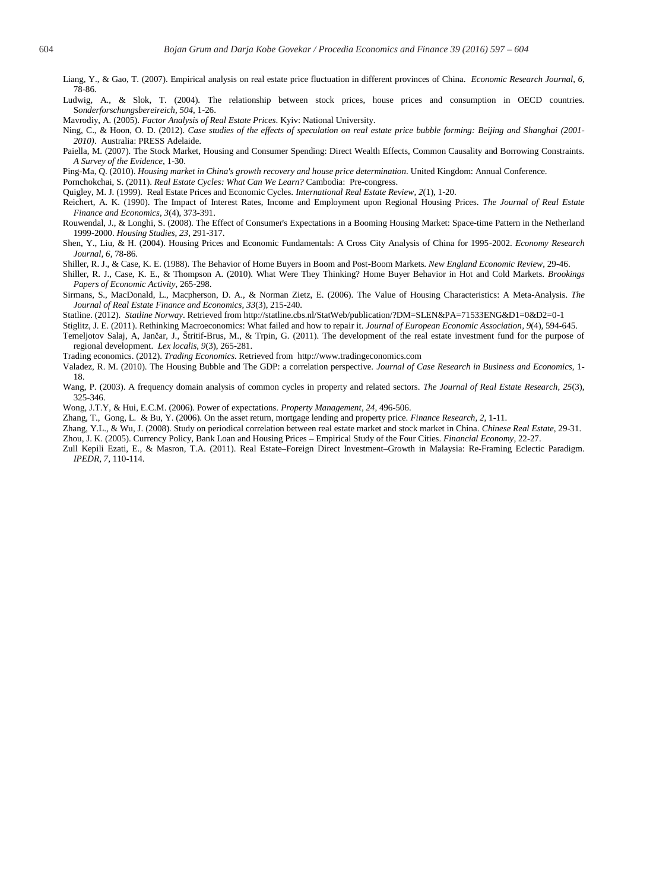Liang, Y., & Gao, T. (2007). Empirical analysis on real estate price fluctuation in different provinces of China. *Economic Research Journal*, *6*, 78-86.

Ludwig, A., & Slok, T. (2004). The relationship between stock prices, house prices and consumption in OECD countries. S*onderforschungsbereireich, 504*, 1-26.

Mavrodiy, A. (2005). *Factor Analysis of Real Estate Prices.* Kyiv: National University.

Ning, C., & Hoon, O. D. (2012). *Case studies of the effects of speculation on real estate price bubble forming: Beijing and Shanghai (2001-2010)*. Australia: PRESS Adelaide.

Paiella, M. (2007). The Stock Market, Housing and Consumer Spending: Direct Wealth Effects, Common Causality and Borrowing Constraints. *A Survey of the Evidence*, 1-30.

Ping-Ma, Q. (2010). *Housing market in China's growth recovery and house price determination*. United Kingdom: Annual Conference.

Pornchokchai, S. (2011). *Real Estate Cycles: What Can We Learn?* Cambodia: Pre-congress.

Quigley, M. J. (1999). Real Estate Prices and Economic Cycles. *International Real Estate Review, 2*(1), 1-20.

Reichert, A. K. (1990). The Impact of Interest Rates, Income and Employment upon Regional Housing Prices. *The Journal of Real Estate Finance and Economics*, *3*(4), 373-391.

Rouwendal, J., & Longhi, S. (2008). The Effect of Consumer's Expectations in a Booming Housing Market: Space-time Pattern in the Netherland 1999-2000. *Housing Studies, 23*, 291-317.

Shen, Y., Liu, & H. (2004). Housing Prices and Economic Fundamentals: A Cross City Analysis of China for 1995-2002. *Economy Research Journal, 6*, 78-86.

Shiller, R. J., & Case, K. E. (1988). The Behavior of Home Buyers in Boom and Post-Boom Markets. *New England Economic Review*, 29-46.

Shiller, R. J., Case, K. E., & Thompson A. (2010). What Were They Thinking? Home Buyer Behavior in Hot and Cold Markets. *Brookings Papers of Economic Activity*, 265-298.

Sirmans, S., MacDonald, L., Macpherson, D. A., & Norman Zietz, E. (2006). The Value of Housing Characteristics: A Meta-Analysis. *The Journal of Real Estate Finance and Economics, 33*(3), 215-240.

Statline. (2012). *Statline Norway*. Retrieved from http://statline.cbs.nl/StatWeb/publication/?DM=SLEN&PA=71533ENG&D1=0&D2=0-1

Stiglitz, J. E. (2011). Rethinking Macroeconomics: What failed and how to repair it. *Journal of European Economic Association*, *9*(4), 594-645.

Temeljotov Salaj, A, Jančar, J., Štritif-Brus, M., & Trpin, G. (2011). The development of the real estate investment fund for the purpose of regional development. *Lex localis*, *9*(3), 265-281.

Trading economics. (2012). *Trading Economics*. Retrieved from http://www.tradingeconomics.com

Valadez, R. M. (2010). The Housing Bubble and The GDP: a correlation perspective. *Journal of Case Research in Business and Economics*, 1-18.

Wang, P. (2003). A frequency domain analysis of common cycles in property and related sectors. *The Journal of Real Estate Research, 25*(3), 325-346.

Wong, J.T.Y, & Hui, E.C.M. (2006). Power of expectations. *Property Management, 24*, 496-506.

Zhang, T., Gong, L. & Bu, Y. (2006). On the asset return, mortgage lending and property price. *Finance Research, 2*, 1-11.

Zhang, Y.L., & Wu, J. (2008). Study on periodical correlation between real estate market and stock market in China. *Chinese Real Estate*, 29-31.

Zhou, J. K. (2005). Currency Policy, Bank Loan and Housing Prices – Empirical Study of the Four Cities. *Financial Economy*, 22-27.

Zull Kepili Ezati, E., & Masron, T.A. (2011). Real Estate–Foreign Direct Investment–Growth in Malaysia: Re-Framing Eclectic Paradigm. *IPEDR*, *7*, 110-114.